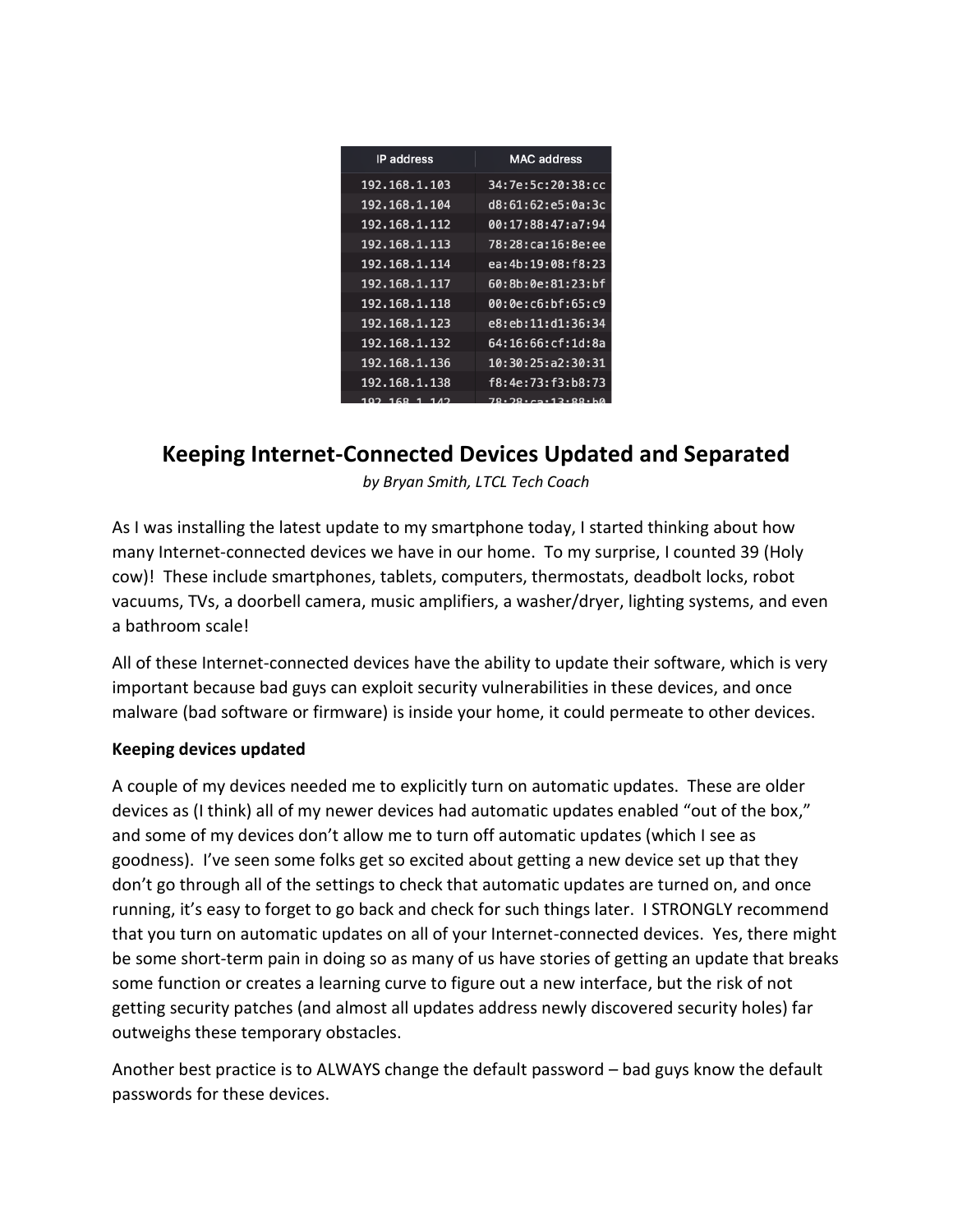| IP address | MAC address |
|---|---|
| 192.168.1.103 | 34:7e:5c:20:38:cc |
| 192.168.1.104 | d8:61:62:e5:0a:3c |
| 192.168.1.112 | 00:17:88:47:a7:94 |
| 192.168.1.113 | 78:28:ca:16:8e:ee |
| 192.168.1.114 | ea:4b:19:08:f8:23 |
| 192.168.1.117 | 60:8b:0e:81:23:bf |
| 192.168.1.118 | 00:0e:c6:bf:65:c9 |
| 192.168.1.123 | e8:eb:11:d1:36:34 |
| 192.168.1.132 | 64:16:66:cf:1d:8a |
| 192.168.1.136 | 10:30:25:a2:30:31 |
| 192.168.1.138 | f8:4e:73:f3:b8:73 |
| 192.168.1.142 | 78:28:ca:13:88:b0 |

# Keeping Internet-Connected Devices Updated and Separated

*by Bryan Smith, LTCL Tech Coach*

As I was installing the latest update to my smartphone today, I started thinking about how many Internet-connected devices we have in our home. To my surprise, I counted 39 (Holy cow)! These include smartphones, tablets, computers, thermostats, deadbolt locks, robot vacuums, TVs, a doorbell camera, music amplifiers, a washer/dryer, lighting systems, and even a bathroom scale!

All of these Internet-connected devices have the ability to update their software, which is very important because bad guys can exploit security vulnerabilities in these devices, and once malware (bad software or firmware) is inside your home, it could permeate to other devices.

**Keeping devices updated**

A couple of my devices needed me to explicitly turn on automatic updates. These are older devices as (I think) all of my newer devices had automatic updates enabled "out of the box," and some of my devices don't allow me to turn off automatic updates (which I see as goodness). I've seen some folks get so excited about getting a new device set up that they don't go through all of the settings to check that automatic updates are turned on, and once running, it's easy to forget to go back and check for such things later. I STRONGLY recommend that you turn on automatic updates on all of your Internet-connected devices. Yes, there might be some short-term pain in doing so as many of us have stories of getting an update that breaks some function or creates a learning curve to figure out a new interface, but the risk of not getting security patches (and almost all updates address newly discovered security holes) far outweighs these temporary obstacles.

Another best practice is to ALWAYS change the default password – bad guys know the default passwords for these devices.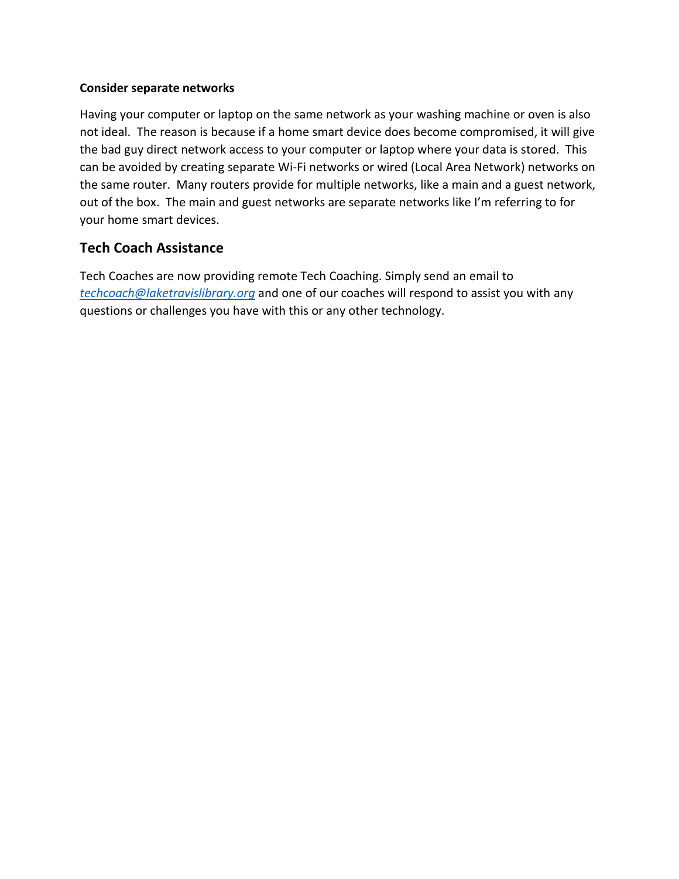**Consider separate networks**

Having your computer or laptop on the same network as your washing machine or oven is also not ideal. The reason is because if a home smart device does become compromised, it will give the bad guy direct network access to your computer or laptop where your data is stored. This can be avoided by creating separate Wi-Fi networks or wired (Local Area Network) networks on the same router. Many routers provide for multiple networks, like a main and a guest network, out of the box. The main and guest networks are separate networks like I'm referring to for your home smart devices.

## Tech Coach Assistance

Tech Coaches are now providing remote Tech Coaching. Simply send an email to *techcoach@laketravislibrary.org* and one of our coaches will respond to assist you with any questions or challenges you have with this or any other technology.